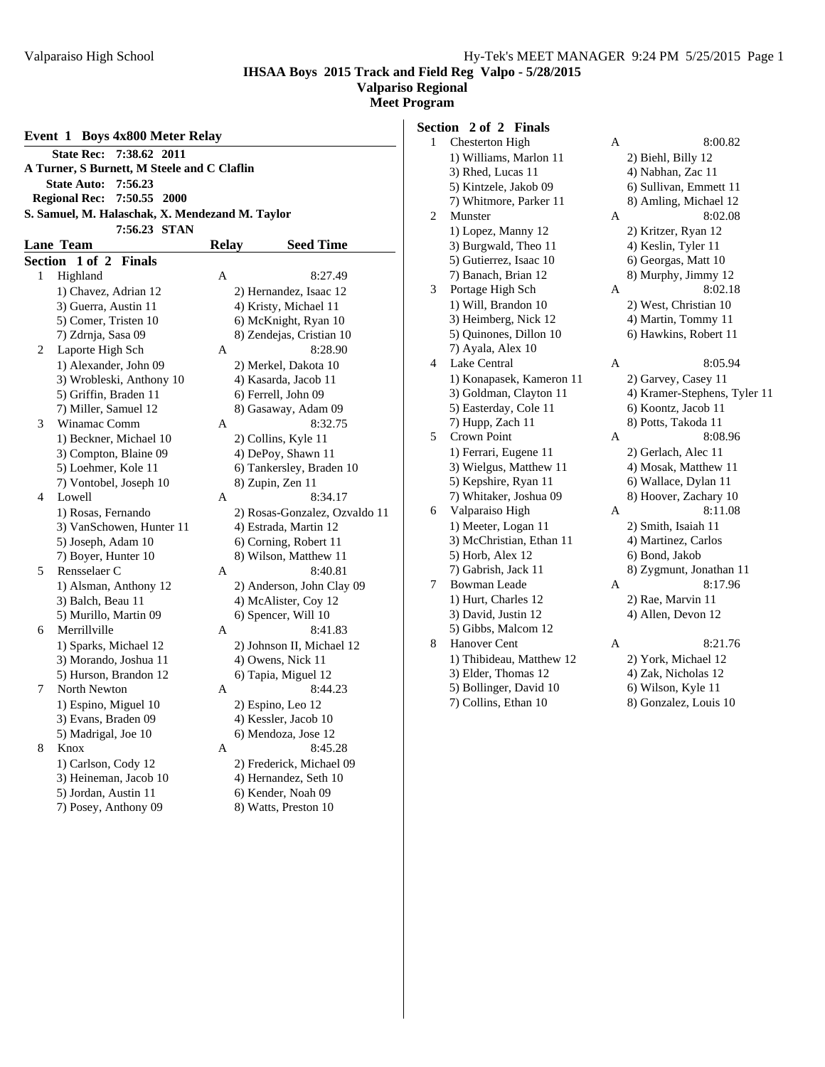# IHSAA Boys 2015 Track and Field Reg Valpo - 5/28/2015

## Valparaiso Regional

## Meet Program

### Event 1 Boys 4x800 Meter Relay

**State Rec: 7:38.62 2011**
**A Turner, S Burnett, M Steele and C Claflin**
**State Auto: 7:56.23**
**Regional Rec: 7:50.55 2000**
**S. Samuel, M. Halaschak, X. Mendezand M. Taylor**
**7:56.23 STAN**

| Lane | Team | Relay | Seed Time |
|---|---|---|---|

**Section 1 of 2 Finals**

| Lane | Team | Relay | Seed Time |
|---|---|---|---|
| 1 | Highland | A | 8:27.49 |
| | 1) Chavez, Adrian 12 | 2) Hernandez, Isaac 12 | |
| | 3) Guerra, Austin 11 | 4) Kristy, Michael 11 | |
| | 5) Comer, Tristen 10 | 6) McKnight, Ryan 10 | |
| | 7) Zdrnja, Sasa 09 | 8) Zendejas, Cristian 10 | |
| 2 | Laporte High Sch | A | 8:28.90 |
| | 1) Alexander, John 09 | 2) Merkel, Dakota 10 | |
| | 3) Wrobleski, Anthony 10 | 4) Kasarda, Jacob 11 | |
| | 5) Griffin, Braden 11 | 6) Ferrell, John 09 | |
| | 7) Miller, Samuel 12 | 8) Gasaway, Adam 09 | |
| 3 | Winamac Comm | A | 8:32.75 |
| | 1) Beckner, Michael 10 | 2) Collins, Kyle 11 | |
| | 3) Compton, Blaine 09 | 4) DePoy, Shawn 11 | |
| | 5) Loehmer, Kole 11 | 6) Tankersley, Braden 10 | |
| | 7) Vontobel, Joseph 10 | 8) Zupin, Zen 11 | |
| 4 | Lowell | A | 8:34.17 |
| | 1) Rosas, Fernando | 2) Rosas-Gonzalez, Ozvaldo 11 | |
| | 3) VanSchowen, Hunter 11 | 4) Estrada, Martin 12 | |
| | 5) Joseph, Adam 10 | 6) Corning, Robert 11 | |
| | 7) Boyer, Hunter 10 | 8) Wilson, Matthew 11 | |
| 5 | Rensselaer C | A | 8:40.81 |
| | 1) Alsman, Anthony 12 | 2) Anderson, John Clay 09 | |
| | 3) Balch, Beau 11 | 4) McAlister, Coy 12 | |
| | 5) Murillo, Martin 09 | 6) Spencer, Will 10 | |
| 6 | Merrillville | A | 8:41.83 |
| | 1) Sparks, Michael 12 | 2) Johnson II, Michael 12 | |
| | 3) Morando, Joshua 11 | 4) Owens, Nick 11 | |
| | 5) Hurson, Brandon 12 | 6) Tapia, Miguel 12 | |
| 7 | North Newton | A | 8:44.23 |
| | 1) Espino, Miguel 10 | 2) Espino, Leo 12 | |
| | 3) Evans, Braden 09 | 4) Kessler, Jacob 10 | |
| | 5) Madrigal, Joe 10 | 6) Mendoza, Jose 12 | |
| 8 | Knox | A | 8:45.28 |
| | 1) Carlson, Cody 12 | 2) Frederick, Michael 09 | |
| | 3) Heineman, Jacob 10 | 4) Hernandez, Seth 10 | |
| | 5) Jordan, Austin 11 | 6) Kender, Noah 09 | |
| | 7) Posey, Anthony 09 | 8) Watts, Preston 10 | |

**Section 2 of 2 Finals**

| Lane | Team | Relay | Seed Time |
|---|---|---|---|
| 1 | Chesterton High | A | 8:00.82 |
| | 1) Williams, Marlon 11 | 2) Biehl, Billy 12 | |
| | 3) Rhed, Lucas 11 | 4) Nabhan, Zac 11 | |
| | 5) Kintzele, Jakob 09 | 6) Sullivan, Emmett 11 | |
| | 7) Whitmore, Parker 11 | 8) Amling, Michael 12 | |
| 2 | Munster | A | 8:02.08 |
| | 1) Lopez, Manny 12 | 2) Kritzer, Ryan 12 | |
| | 3) Burgwald, Theo 11 | 4) Keslin, Tyler 11 | |
| | 5) Gutierrez, Isaac 10 | 6) Georgas, Matt 10 | |
| | 7) Banach, Brian 12 | 8) Murphy, Jimmy 12 | |
| 3 | Portage High Sch | A | 8:02.18 |
| | 1) Will, Brandon 10 | 2) West, Christian 10 | |
| | 3) Heimberg, Nick 12 | 4) Martin, Tommy 11 | |
| | 5) Quinones, Dillon 10 | 6) Hawkins, Robert 11 | |
| | 7) Ayala, Alex 10 | | |
| 4 | Lake Central | A | 8:05.94 |
| | 1) Konapasek, Kameron 11 | 2) Garvey, Casey 11 | |
| | 3) Goldman, Clayton 11 | 4) Kramer-Stephens, Tyler 11 | |
| | 5) Easterday, Cole 11 | 6) Koontz, Jacob 11 | |
| | 7) Hupp, Zach 11 | 8) Potts, Takoda 11 | |
| 5 | Crown Point | A | 8:08.96 |
| | 1) Ferrari, Eugene 11 | 2) Gerlach, Alec 11 | |
| | 3) Wielgus, Matthew 11 | 4) Mosak, Matthew 11 | |
| | 5) Kepshire, Ryan 11 | 6) Wallace, Dylan 11 | |
| | 7) Whitaker, Joshua 09 | 8) Hoover, Zachary 10 | |
| 6 | Valparaiso High | A | 8:11.08 |
| | 1) Meeter, Logan 11 | 2) Smith, Isaiah 11 | |
| | 3) McChristian, Ethan 11 | 4) Martinez, Carlos | |
| | 5) Horb, Alex 12 | 6) Bond, Jakob | |
| | 7) Gabrish, Jack 11 | 8) Zygmunt, Jonathan 11 | |
| 7 | Bowman Leade | A | 8:17.96 |
| | 1) Hurt, Charles 12 | 2) Rae, Marvin 11 | |
| | 3) David, Justin 12 | 4) Allen, Devon 12 | |
| | 5) Gibbs, Malcom 12 | | |
| 8 | Hanover Cent | A | 8:21.76 |
| | 1) Thibideau, Matthew 12 | 2) York, Michael 12 | |
| | 3) Elder, Thomas 12 | 4) Zak, Nicholas 12 | |
| | 5) Bollinger, David 10 | 6) Wilson, Kyle 11 | |
| | 7) Collins, Ethan 10 | 8) Gonzalez, Louis 10 | |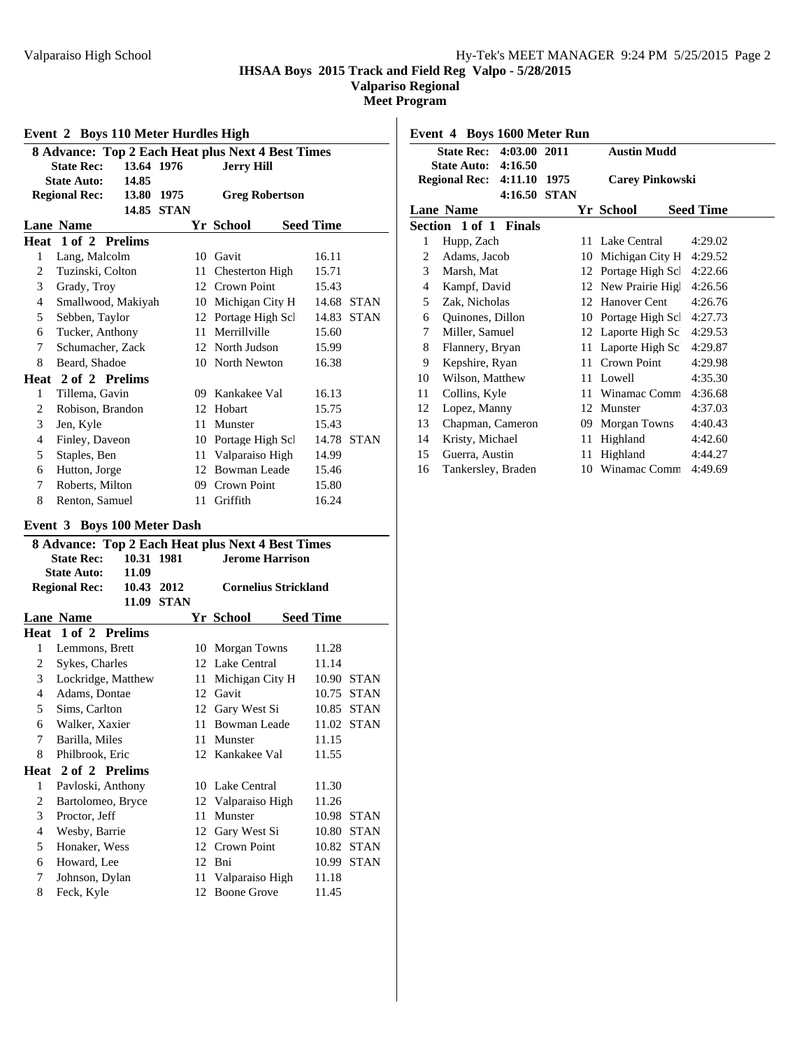## Event 2 Boys 110 Meter Hurdles High

**8 Advance: Top 2 Each Heat plus Next 4 Best Times**

| | | | |
|---|---|---|---|
| **State Rec:** | **13.64** | **1976** | **Jerry Hill** |
| **State Auto:** | **14.85** | | |
| **Regional Rec:** | **13.80** | **1975** | **Greg Robertson** |
| | **14.85** | **STAN** | |

| Lane | Name | Yr | School | Seed Time | |
|---|---|---|---|---|---|
| **Heat 1 of 2 Prelims** | | | | | |
| 1 | Lang, Malcolm | 10 | Gavit | 16.11 | |
| 2 | Tuzinski, Colton | 11 | Chesterton High | 15.71 | |
| 3 | Grady, Troy | 12 | Crown Point | 15.43 | |
| 4 | Smallwood, Makiyah | 10 | Michigan City H | 14.68 | STAN |
| 5 | Sebben, Taylor | 12 | Portage High Scl | 14.83 | STAN |
| 6 | Tucker, Anthony | 11 | Merrillville | 15.60 | |
| 7 | Schumacher, Zack | 12 | North Judson | 15.99 | |
| 8 | Beard, Shadoe | 10 | North Newton | 16.38 | |
| **Heat 2 of 2 Prelims** | | | | | |
| 1 | Tillema, Gavin | 09 | Kankakee Val | 16.13 | |
| 2 | Robison, Brandon | 12 | Hobart | 15.75 | |
| 3 | Jen, Kyle | 11 | Munster | 15.43 | |
| 4 | Finley, Daveon | 10 | Portage High Scl | 14.78 | STAN |
| 5 | Staples, Ben | 11 | Valparaiso High | 14.99 | |
| 6 | Hutton, Jorge | 12 | Bowman Leade | 15.46 | |
| 7 | Roberts, Milton | 09 | Crown Point | 15.80 | |
| 8 | Renton, Samuel | 11 | Griffith | 16.24 | |

## Event 3 Boys 100 Meter Dash

**8 Advance: Top 2 Each Heat plus Next 4 Best Times**

| | | | |
|---|---|---|---|
| **State Rec:** | **10.31** | **1981** | **Jerome Harrison** |
| **State Auto:** | **11.09** | | |
| **Regional Rec:** | **10.43** | **2012** | **Cornelius Strickland** |
| | **11.09** | **STAN** | |

| Lane | Name | Yr | School | Seed Time | |
|---|---|---|---|---|---|
| **Heat 1 of 2 Prelims** | | | | | |
| 1 | Lemmons, Brett | 10 | Morgan Towns | 11.28 | |
| 2 | Sykes, Charles | 12 | Lake Central | 11.14 | |
| 3 | Lockridge, Matthew | 11 | Michigan City H | 10.90 | STAN |
| 4 | Adams, Dontae | 12 | Gavit | 10.75 | STAN |
| 5 | Sims, Carlton | 12 | Gary West Si | 10.85 | STAN |
| 6 | Walker, Xaxier | 11 | Bowman Leade | 11.02 | STAN |
| 7 | Barilla, Miles | 11 | Munster | 11.15 | |
| 8 | Philbrook, Eric | 12 | Kankakee Val | 11.55 | |
| **Heat 2 of 2 Prelims** | | | | | |
| 1 | Pavloski, Anthony | 10 | Lake Central | 11.30 | |
| 2 | Bartolomeo, Bryce | 12 | Valparaiso High | 11.26 | |
| 3 | Proctor, Jeff | 11 | Munster | 10.98 | STAN |
| 4 | Wesby, Barrie | 12 | Gary West Si | 10.80 | STAN |
| 5 | Honaker, Wess | 12 | Crown Point | 10.82 | STAN |
| 6 | Howard, Lee | 12 | Bni | 10.99 | STAN |
| 7 | Johnson, Dylan | 11 | Valparaiso High | 11.18 | |
| 8 | Feck, Kyle | 12 | Boone Grove | 11.45 | |

## Event 4 Boys 1600 Meter Run

| | | | |
|---|---|---|---|
| **State Rec:** | **4:03.00** | **2011** | **Austin Mudd** |
| **State Auto:** | **4:16.50** | | |
| **Regional Rec:** | **4:11.10** | **1975** | **Carey Pinkowski** |
| | **4:16.50** | **STAN** | |

| Lane | Name | Yr | School | Seed Time |
|---|---|---|---|---|
| **Section 1 of 1 Finals** | | | | |
| 1 | Hupp, Zach | 11 | Lake Central | 4:29.02 |
| 2 | Adams, Jacob | 10 | Michigan City H | 4:29.52 |
| 3 | Marsh, Mat | 12 | Portage High Scl | 4:22.66 |
| 4 | Kampf, David | 12 | New Prairie Higl | 4:26.56 |
| 5 | Zak, Nicholas | 12 | Hanover Cent | 4:26.76 |
| 6 | Quinones, Dillon | 10 | Portage High Scl | 4:27.73 |
| 7 | Miller, Samuel | 12 | Laporte High Sc | 4:29.53 |
| 8 | Flannery, Bryan | 11 | Laporte High Sc | 4:29.87 |
| 9 | Kepshire, Ryan | 11 | Crown Point | 4:29.98 |
| 10 | Wilson, Matthew | 11 | Lowell | 4:35.30 |
| 11 | Collins, Kyle | 11 | Winamac Comm | 4:36.68 |
| 12 | Lopez, Manny | 12 | Munster | 4:37.03 |
| 13 | Chapman, Cameron | 09 | Morgan Towns | 4:40.43 |
| 14 | Kristy, Michael | 11 | Highland | 4:42.60 |
| 15 | Guerra, Austin | 11 | Highland | 4:44.27 |
| 16 | Tankersley, Braden | 10 | Winamac Comm | 4:49.69 |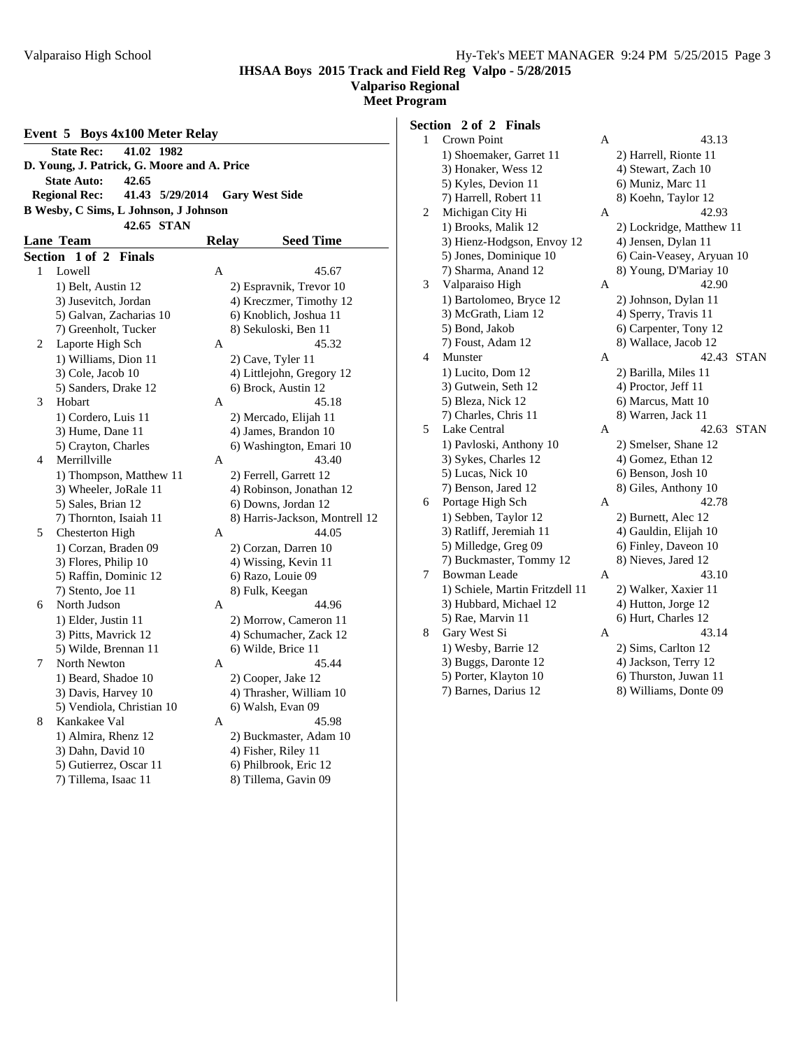IHSAA Boys 2015 Track and Field Reg Valpo - 5/28/2015

Valparaiso Regional

Meet Program

### Event 5 Boys 4x100 Meter Relay

**State Rec:** 41.02 1982
**D. Young, J. Patrick, G. Moore and A. Price**
**State Auto:** 42.65
**Regional Rec:** 41.43 5/29/2014 Gary West Side
**B Wesby, C Sims, L Johnson, J Johnson**
42.65 STAN

| Lane | Team | Relay | Seed Time |
|---|---|---|---|

**Section 1 of 2 Finals**

1 Lowell — A — 45.67
1) Belt, Austin 12; 2) Espravnik, Trevor 10; 3) Jusevitch, Jordan; 4) Kreczmer, Timothy 12; 5) Galvan, Zacharias 10; 6) Knoblich, Joshua 11; 7) Greenholt, Tucker; 8) Sekuloski, Ben 11

2 Laporte High Sch — A — 45.32
1) Williams, Dion 11; 2) Cave, Tyler 11; 3) Cole, Jacob 10; 4) Littlejohn, Gregory 12; 5) Sanders, Drake 12; 6) Brock, Austin 12

3 Hobart — A — 45.18
1) Cordero, Luis 11; 2) Mercado, Elijah 11; 3) Hume, Dane 11; 4) James, Brandon 10; 5) Crayton, Charles; 6) Washington, Emari 10

4 Merrillville — A — 43.40
1) Thompson, Matthew 11; 2) Ferrell, Garrett 12; 3) Wheeler, JoRale 11; 4) Robinson, Jonathan 12; 5) Sales, Brian 12; 6) Downs, Jordan 12; 7) Thornton, Isaiah 11; 8) Harris-Jackson, Montrell 12

5 Chesterton High — A — 44.05
1) Corzan, Braden 09; 2) Corzan, Darren 10; 3) Flores, Philip 10; 4) Wissing, Kevin 11; 5) Raffin, Dominic 12; 6) Razo, Louie 09; 7) Stento, Joe 11; 8) Fulk, Keegan

6 North Judson — A — 44.96
1) Elder, Justin 11; 2) Morrow, Cameron 11; 3) Pitts, Mavrick 12; 4) Schumacher, Zack 12; 5) Wilde, Brennan 11; 6) Wilde, Brice 11

7 North Newton — A — 45.44
1) Beard, Shadoe 10; 2) Cooper, Jake 12; 3) Davis, Harvey 10; 4) Thrasher, William 10; 5) Vendiola, Christian 10; 6) Walsh, Evan 09

8 Kankakee Val — A — 45.98
1) Almira, Rhenz 12; 2) Buckmaster, Adam 10; 3) Dahn, David 10; 4) Fisher, Riley 11; 5) Gutierrez, Oscar 11; 6) Philbrook, Eric 12; 7) Tillema, Isaac 11; 8) Tillema, Gavin 09

**Section 2 of 2 Finals**

1 Crown Point — A — 43.13
1) Shoemaker, Garret 11; 2) Harrell, Rionte 11; 3) Honaker, Wess 12; 4) Stewart, Zach 10; 5) Kyles, Devion 11; 6) Muniz, Marc 11; 7) Harrell, Robert 11; 8) Koehn, Taylor 12

2 Michigan City Hi — A — 42.93
1) Brooks, Malik 12; 2) Lockridge, Matthew 11; 3) Hienz-Hodgson, Envoy 12; 4) Jensen, Dylan 11; 5) Jones, Dominique 10; 6) Cain-Veasey, Aryuan 10; 7) Sharma, Anand 12; 8) Young, D'Mariay 10

3 Valparaiso High — A — 42.90
1) Bartolomeo, Bryce 12; 2) Johnson, Dylan 11; 3) McGrath, Liam 12; 4) Sperry, Travis 11; 5) Bond, Jakob; 6) Carpenter, Tony 12; 7) Foust, Adam 12; 8) Wallace, Jacob 12

4 Munster — A — 42.43 STAN
1) Lucito, Dom 12; 2) Barilla, Miles 11; 3) Gutwein, Seth 12; 4) Proctor, Jeff 11; 5) Bleza, Nick 12; 6) Marcus, Matt 10; 7) Charles, Chris 11; 8) Warren, Jack 11

5 Lake Central — A — 42.63 STAN
1) Pavloski, Anthony 10; 2) Smelser, Shane 12; 3) Sykes, Charles 12; 4) Gomez, Ethan 12; 5) Lucas, Nick 10; 6) Benson, Josh 10; 7) Benson, Jared 12; 8) Giles, Anthony 10

6 Portage High Sch — A — 42.78
1) Sebben, Taylor 12; 2) Burnett, Alec 12; 3) Ratliff, Jeremiah 11; 4) Gauldin, Elijah 10; 5) Milledge, Greg 09; 6) Finley, Daveon 10; 7) Buckmaster, Tommy 12; 8) Nieves, Jared 12

7 Bowman Leade — A — 43.10
1) Schiele, Martin Fritzdell 11; 2) Walker, Xaxier 11; 3) Hubbard, Michael 12; 4) Hutton, Jorge 12; 5) Rae, Marvin 11; 6) Hurt, Charles 12

8 Gary West Si — A — 43.14
1) Wesby, Barrie 12; 2) Sims, Carlton 12; 3) Buggs, Daronte 12; 4) Jackson, Terry 12; 5) Porter, Klayton 10; 6) Thurston, Juwan 11; 7) Barnes, Darius 12; 8) Williams, Donte 09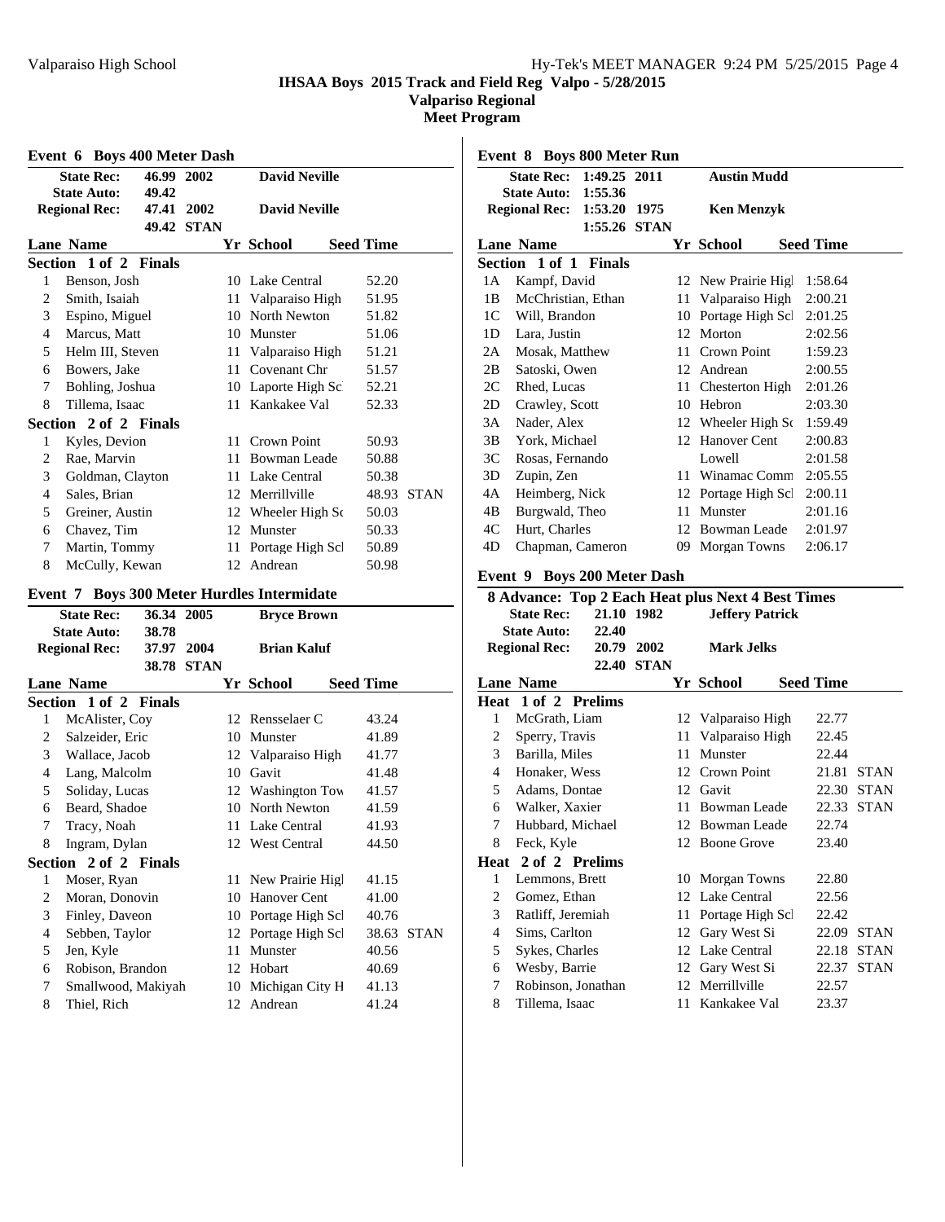# IHSAA Boys 2015 Track and Field Reg Valpo - 5/28/2015

## Valparaiso Regional

## Meet Program

### Event 6 Boys 400 Meter Dash

| | | | |
|---|---|---|---|
| State Rec: | 46.99 | 2002 | David Neville |
| State Auto: | 49.42 | | |
| Regional Rec: | 47.41 | 2002 | David Neville |
| | 49.42 | STAN | |

| Lane | Name | Yr | School | Seed Time | |
|---|---|---|---|---|---|
| **Section 1 of 2 Finals** | | | | | |
| 1 | Benson, Josh | 10 | Lake Central | 52.20 | |
| 2 | Smith, Isaiah | 11 | Valparaiso High | 51.95 | |
| 3 | Espino, Miguel | 10 | North Newton | 51.82 | |
| 4 | Marcus, Matt | 10 | Munster | 51.06 | |
| 5 | Helm III, Steven | 11 | Valparaiso High | 51.21 | |
| 6 | Bowers, Jake | 11 | Covenant Chr | 51.57 | |
| 7 | Bohling, Joshua | 10 | Laporte High Sc | 52.21 | |
| 8 | Tillema, Isaac | 11 | Kankakee Val | 52.33 | |
| **Section 2 of 2 Finals** | | | | | |
| 1 | Kyles, Devion | 11 | Crown Point | 50.93 | |
| 2 | Rae, Marvin | 11 | Bowman Leade | 50.88 | |
| 3 | Goldman, Clayton | 11 | Lake Central | 50.38 | |
| 4 | Sales, Brian | 12 | Merrillville | 48.93 | STAN |
| 5 | Greiner, Austin | 12 | Wheeler High Sc | 50.03 | |
| 6 | Chavez, Tim | 12 | Munster | 50.33 | |
| 7 | Martin, Tommy | 11 | Portage High Scl | 50.89 | |
| 8 | McCully, Kewan | 12 | Andrean | 50.98 | |

### Event 7 Boys 300 Meter Hurdles Intermidate

| | | | |
|---|---|---|---|
| State Rec: | 36.34 | 2005 | Bryce Brown |
| State Auto: | 38.78 | | |
| Regional Rec: | 37.97 | 2004 | Brian Kaluf |
| | 38.78 | STAN | |

| Lane | Name | Yr | School | Seed Time | |
|---|---|---|---|---|---|
| **Section 1 of 2 Finals** | | | | | |
| 1 | McAlister, Coy | 12 | Rensselaer C | 43.24 | |
| 2 | Salzeider, Eric | 10 | Munster | 41.89 | |
| 3 | Wallace, Jacob | 12 | Valparaiso High | 41.77 | |
| 4 | Lang, Malcolm | 10 | Gavit | 41.48 | |
| 5 | Soliday, Lucas | 12 | Washington Tow | 41.57 | |
| 6 | Beard, Shadoe | 10 | North Newton | 41.59 | |
| 7 | Tracy, Noah | 11 | Lake Central | 41.93 | |
| 8 | Ingram, Dylan | 12 | West Central | 44.50 | |
| **Section 2 of 2 Finals** | | | | | |
| 1 | Moser, Ryan | 11 | New Prairie Higl | 41.15 | |
| 2 | Moran, Donovin | 10 | Hanover Cent | 41.00 | |
| 3 | Finley, Daveon | 10 | Portage High Scl | 40.76 | |
| 4 | Sebben, Taylor | 12 | Portage High Scl | 38.63 | STAN |
| 5 | Jen, Kyle | 11 | Munster | 40.56 | |
| 6 | Robison, Brandon | 12 | Hobart | 40.69 | |
| 7 | Smallwood, Makiyah | 10 | Michigan City H | 41.13 | |
| 8 | Thiel, Rich | 12 | Andrean | 41.24 | |

### Event 8 Boys 800 Meter Run

| | | | |
|---|---|---|---|
| State Rec: | 1:49.25 | 2011 | Austin Mudd |
| State Auto: | 1:55.36 | | |
| Regional Rec: | 1:53.20 | 1975 | Ken Menzyk |
| | 1:55.26 | STAN | |

| Lane | Name | Yr | School | Seed Time |
|---|---|---|---|---|
| **Section 1 of 1 Finals** | | | | |
| 1A | Kampf, David | 12 | New Prairie Higl | 1:58.64 |
| 1B | McChristian, Ethan | 11 | Valparaiso High | 2:00.21 |
| 1C | Will, Brandon | 10 | Portage High Scl | 2:01.25 |
| 1D | Lara, Justin | 12 | Morton | 2:02.56 |
| 2A | Mosak, Matthew | 11 | Crown Point | 1:59.23 |
| 2B | Satoski, Owen | 12 | Andrean | 2:00.55 |
| 2C | Rhed, Lucas | 11 | Chesterton High | 2:01.26 |
| 2D | Crawley, Scott | 10 | Hebron | 2:03.30 |
| 3A | Nader, Alex | 12 | Wheeler High Sc | 1:59.49 |
| 3B | York, Michael | 12 | Hanover Cent | 2:00.83 |
| 3C | Rosas, Fernando | | Lowell | 2:01.58 |
| 3D | Zupin, Zen | 11 | Winamac Comm | 2:05.55 |
| 4A | Heimberg, Nick | 12 | Portage High Scl | 2:00.11 |
| 4B | Burgwald, Theo | 11 | Munster | 2:01.16 |
| 4C | Hurt, Charles | 12 | Bowman Leade | 2:01.97 |
| 4D | Chapman, Cameron | 09 | Morgan Towns | 2:06.17 |

### Event 9 Boys 200 Meter Dash

**8 Advance: Top 2 Each Heat plus Next 4 Best Times**

| | | | |
|---|---|---|---|
| State Rec: | 21.10 | 1982 | Jeffery Patrick |
| State Auto: | 22.40 | | |
| Regional Rec: | 20.79 | 2002 | Mark Jelks |
| | 22.40 | STAN | |

| Lane | Name | Yr | School | Seed Time | |
|---|---|---|---|---|---|
| **Heat 1 of 2 Prelims** | | | | | |
| 1 | McGrath, Liam | 12 | Valparaiso High | 22.77 | |
| 2 | Sperry, Travis | 11 | Valparaiso High | 22.45 | |
| 3 | Barilla, Miles | 11 | Munster | 22.44 | |
| 4 | Honaker, Wess | 12 | Crown Point | 21.81 | STAN |
| 5 | Adams, Dontae | 12 | Gavit | 22.30 | STAN |
| 6 | Walker, Xaxier | 11 | Bowman Leade | 22.33 | STAN |
| 7 | Hubbard, Michael | 12 | Bowman Leade | 22.74 | |
| 8 | Feck, Kyle | 12 | Boone Grove | 23.40 | |
| **Heat 2 of 2 Prelims** | | | | | |
| 1 | Lemmons, Brett | 10 | Morgan Towns | 22.80 | |
| 2 | Gomez, Ethan | 12 | Lake Central | 22.56 | |
| 3 | Ratliff, Jeremiah | 11 | Portage High Scl | 22.42 | |
| 4 | Sims, Carlton | 12 | Gary West Si | 22.09 | STAN |
| 5 | Sykes, Charles | 12 | Lake Central | 22.18 | STAN |
| 6 | Wesby, Barrie | 12 | Gary West Si | 22.37 | STAN |
| 7 | Robinson, Jonathan | 12 | Merrillville | 22.57 | |
| 8 | Tillema, Isaac | 11 | Kankakee Val | 23.37 | |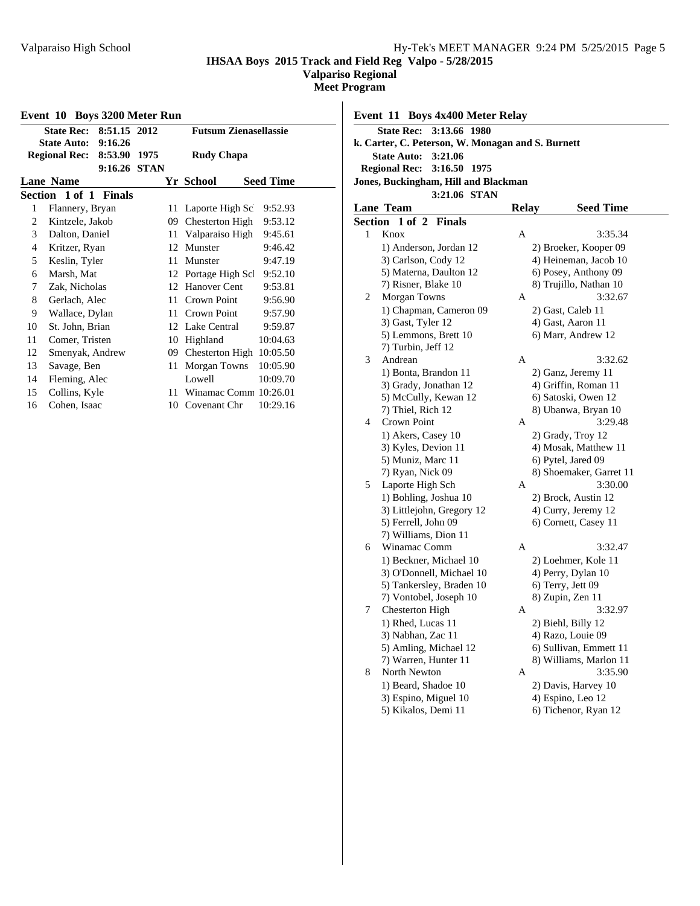## IHSAA Boys 2015 Track and Field Reg Valpo - 5/28/2015

### Valparaiso Regional

### Meet Program

#### Event 10 Boys 3200 Meter Run

| | | | |
|---|---|---|---|
| **State Rec:** | 8:51.15 | 2012 | **Futsum Zienasellassie** |
| **State Auto:** | 9:16.26 | | |
| **Regional Rec:** | 8:53.90 | 1975 | **Rudy Chapa** |
| | 9:16.26 | STAN | |

**Section 1 of 1 Finals**

| Lane | Name | Yr | School | Seed Time |
|---|---|---|---|---|
| 1 | Flannery, Bryan | 11 | Laporte High Sc | 9:52.93 |
| 2 | Kintzele, Jakob | 09 | Chesterton High | 9:53.12 |
| 3 | Dalton, Daniel | 11 | Valparaiso High | 9:45.61 |
| 4 | Kritzer, Ryan | 12 | Munster | 9:46.42 |
| 5 | Keslin, Tyler | 11 | Munster | 9:47.19 |
| 6 | Marsh, Mat | 12 | Portage High Sch | 9:52.10 |
| 7 | Zak, Nicholas | 12 | Hanover Cent | 9:53.81 |
| 8 | Gerlach, Alec | 11 | Crown Point | 9:56.90 |
| 9 | Wallace, Dylan | 11 | Crown Point | 9:57.90 |
| 10 | St. John, Brian | 12 | Lake Central | 9:59.87 |
| 11 | Comer, Tristen | 10 | Highland | 10:04.63 |
| 12 | Smenyak, Andrew | 09 | Chesterton High | 10:05.50 |
| 13 | Savage, Ben | 11 | Morgan Towns | 10:05.90 |
| 14 | Fleming, Alec | | Lowell | 10:09.70 |
| 15 | Collins, Kyle | 11 | Winamac Comm | 10:26.01 |
| 16 | Cohen, Isaac | 10 | Covenant Chr | 10:29.16 |

#### Event 11 Boys 4x400 Meter Relay

**State Rec:** 3:13.66 1980
**k. Carter, C. Peterson, W. Monagan and S. Burnett**
**State Auto:** 3:21.06
**Regional Rec:** 3:16.50 1975
**Jones, Buckingham, Hill and Blackman**
3:21.06 STAN

**Section 1 of 2 Finals**

| Lane | Team | Relay | Seed Time |
|---|---|---|---|
| 1 | Knox | A | 3:35.34 |
| | 1) Anderson, Jordan 12 | 2) Broeker, Kooper 09 | |
| | 3) Carlson, Cody 12 | 4) Heineman, Jacob 10 | |
| | 5) Materna, Daulton 12 | 6) Posey, Anthony 09 | |
| | 7) Risner, Blake 10 | 8) Trujillo, Nathan 10 | |
| 2 | Morgan Towns | A | 3:32.67 |
| | 1) Chapman, Cameron 09 | 2) Gast, Caleb 11 | |
| | 3) Gast, Tyler 12 | 4) Gast, Aaron 11 | |
| | 5) Lemmons, Brett 10 | 6) Marr, Andrew 12 | |
| | 7) Turbin, Jeff 12 | | |
| 3 | Andrean | A | 3:32.62 |
| | 1) Bonta, Brandon 11 | 2) Ganz, Jeremy 11 | |
| | 3) Grady, Jonathan 12 | 4) Griffin, Roman 11 | |
| | 5) McCully, Kewan 12 | 6) Satoski, Owen 12 | |
| | 7) Thiel, Rich 12 | 8) Ubanwa, Bryan 10 | |
| 4 | Crown Point | A | 3:29.48 |
| | 1) Akers, Casey 10 | 2) Grady, Troy 12 | |
| | 3) Kyles, Devion 11 | 4) Mosak, Matthew 11 | |
| | 5) Muniz, Marc 11 | 6) Pytel, Jared 09 | |
| | 7) Ryan, Nick 09 | 8) Shoemaker, Garret 11 | |
| 5 | Laporte High Sch | A | 3:30.00 |
| | 1) Bohling, Joshua 10 | 2) Brock, Austin 12 | |
| | 3) Littlejohn, Gregory 12 | 4) Curry, Jeremy 12 | |
| | 5) Ferrell, John 09 | 6) Cornett, Casey 11 | |
| | 7) Williams, Dion 11 | | |
| 6 | Winamac Comm | A | 3:32.47 |
| | 1) Beckner, Michael 10 | 2) Loehmer, Kole 11 | |
| | 3) O'Donnell, Michael 10 | 4) Perry, Dylan 10 | |
| | 5) Tankersley, Braden 10 | 6) Terry, Jett 09 | |
| | 7) Vontobel, Joseph 10 | 8) Zupin, Zen 11 | |
| 7 | Chesterton High | A | 3:32.97 |
| | 1) Rhed, Lucas 11 | 2) Biehl, Billy 12 | |
| | 3) Nabhan, Zac 11 | 4) Razo, Louie 09 | |
| | 5) Amling, Michael 12 | 6) Sullivan, Emmett 11 | |
| | 7) Warren, Hunter 11 | 8) Williams, Marlon 11 | |
| 8 | North Newton | A | 3:35.90 |
| | 1) Beard, Shadoe 10 | 2) Davis, Harvey 10 | |
| | 3) Espino, Miguel 10 | 4) Espino, Leo 12 | |
| | 5) Kikalos, Demi 11 | 6) Tichenor, Ryan 12 | |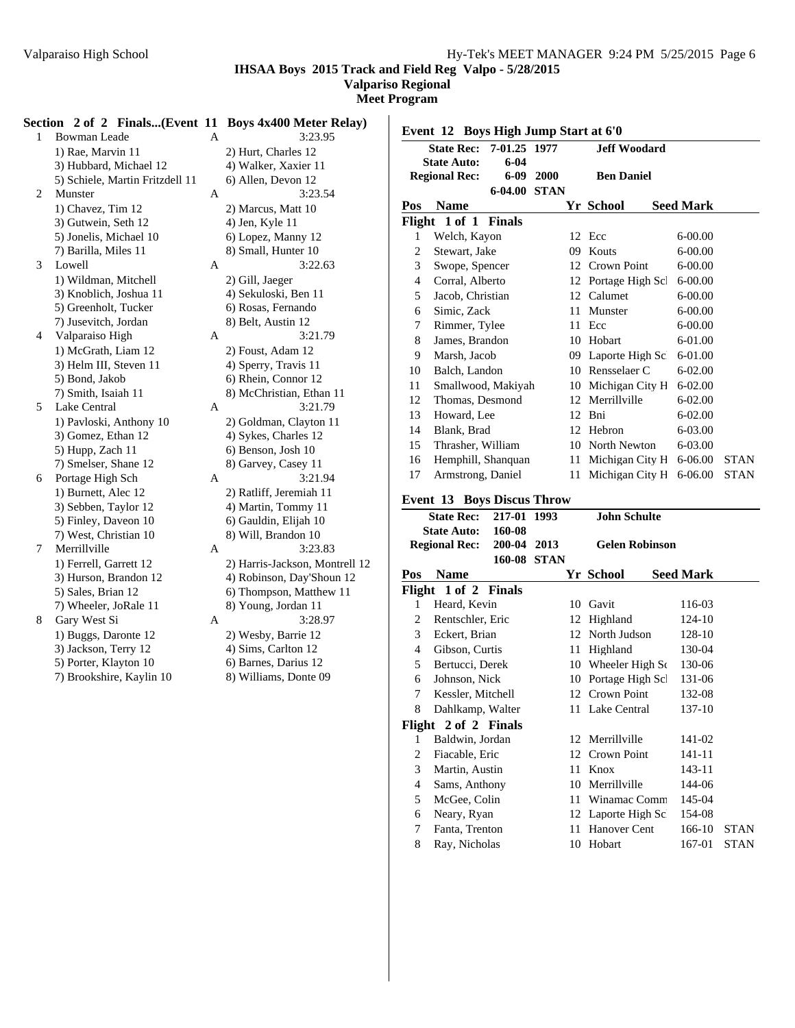## IHSAA Boys 2015 Track and Field Reg Valpo - 5/28/2015

### Valparaiso Regional

### Meet Program

**Section 2 of 2 Finals...(Event 11 Boys 4x400 Meter Relay)**

| | Team | Relay | Seed |
|---|---|---|---|
| 1 | Bowman Leade | A | 3:23.95 |
| | 1) Rae, Marvin 11 | 2) Hurt, Charles 12 | |
| | 3) Hubbard, Michael 12 | 4) Walker, Xaxier 11 | |
| | 5) Schiele, Martin Fritzdell 11 | 6) Allen, Devon 12 | |
| 2 | Munster | A | 3:23.54 |
| | 1) Chavez, Tim 12 | 2) Marcus, Matt 10 | |
| | 3) Gutwein, Seth 12 | 4) Jen, Kyle 11 | |
| | 5) Jonelis, Michael 10 | 6) Lopez, Manny 12 | |
| | 7) Barilla, Miles 11 | 8) Small, Hunter 10 | |
| 3 | Lowell | A | 3:22.63 |
| | 1) Wildman, Mitchell | 2) Gill, Jaeger | |
| | 3) Knoblich, Joshua 11 | 4) Sekuloski, Ben 11 | |
| | 5) Greenholt, Tucker | 6) Rosas, Fernando | |
| | 7) Jusevitch, Jordan | 8) Belt, Austin 12 | |
| 4 | Valparaiso High | A | 3:21.79 |
| | 1) McGrath, Liam 12 | 2) Foust, Adam 12 | |
| | 3) Helm III, Steven 11 | 4) Sperry, Travis 11 | |
| | 5) Bond, Jakob | 6) Rhein, Connor 12 | |
| | 7) Smith, Isaiah 11 | 8) McChristian, Ethan 11 | |
| 5 | Lake Central | A | 3:21.79 |
| | 1) Pavloski, Anthony 10 | 2) Goldman, Clayton 11 | |
| | 3) Gomez, Ethan 12 | 4) Sykes, Charles 12 | |
| | 5) Hupp, Zach 11 | 6) Benson, Josh 10 | |
| | 7) Smelser, Shane 12 | 8) Garvey, Casey 11 | |
| 6 | Portage High Sch | A | 3:21.94 |
| | 1) Burnett, Alec 12 | 2) Ratliff, Jeremiah 11 | |
| | 3) Sebben, Taylor 12 | 4) Martin, Tommy 11 | |
| | 5) Finley, Daveon 10 | 6) Gauldin, Elijah 10 | |
| | 7) West, Christian 10 | 8) Will, Brandon 10 | |
| 7 | Merrillville | A | 3:23.83 |
| | 1) Ferrell, Garrett 12 | 2) Harris-Jackson, Montrell 12 | |
| | 3) Hurson, Brandon 12 | 4) Robinson, Day'Shoun 12 | |
| | 5) Sales, Brian 12 | 6) Thompson, Matthew 11 | |
| | 7) Wheeler, JoRale 11 | 8) Young, Jordan 11 | |
| 8 | Gary West Si | A | 3:28.97 |
| | 1) Buggs, Daronte 12 | 2) Wesby, Barrie 12 | |
| | 3) Jackson, Terry 12 | 4) Sims, Carlton 12 | |
| | 5) Porter, Klayton 10 | 6) Barnes, Darius 12 | |
| | 7) Brookshire, Kaylin 10 | 8) Williams, Donte 09 | |

**Event 12 Boys High Jump Start at 6'0**

State Rec: 7-01.25 1977 Jeff Woodard
State Auto: 6-04
Regional Rec: 6-09 2000 Ben Daniel
6-04.00 STAN

| Pos | Name | Yr | School | Seed Mark | |
|---|---|---|---|---|---|
| **Flight 1 of 1 Finals** | | | | | |
| 1 | Welch, Kayon | 12 | Ecc | 6-00.00 | |
| 2 | Stewart, Jake | 09 | Kouts | 6-00.00 | |
| 3 | Swope, Spencer | 12 | Crown Point | 6-00.00 | |
| 4 | Corral, Alberto | 12 | Portage High Scl | 6-00.00 | |
| 5 | Jacob, Christian | 12 | Calumet | 6-00.00 | |
| 6 | Simic, Zack | 11 | Munster | 6-00.00 | |
| 7 | Rimmer, Tylee | 11 | Ecc | 6-00.00 | |
| 8 | James, Brandon | 10 | Hobart | 6-01.00 | |
| 9 | Marsh, Jacob | 09 | Laporte High Sc | 6-01.00 | |
| 10 | Balch, Landon | 10 | Rensselaer C | 6-02.00 | |
| 11 | Smallwood, Makiyah | 10 | Michigan City H | 6-02.00 | |
| 12 | Thomas, Desmond | 12 | Merrillville | 6-02.00 | |
| 13 | Howard, Lee | 12 | Bni | 6-02.00 | |
| 14 | Blank, Brad | 12 | Hebron | 6-03.00 | |
| 15 | Thrasher, William | 10 | North Newton | 6-03.00 | |
| 16 | Hemphill, Shanquan | 11 | Michigan City H | 6-06.00 | STAN |
| 17 | Armstrong, Daniel | 11 | Michigan City H | 6-06.00 | STAN |

**Event 13 Boys Discus Throw**

State Rec: 217-01 1993 John Schulte
State Auto: 160-08
Regional Rec: 200-04 2013 Gelen Robinson
160-08 STAN

| Pos | Name | Yr | School | Seed Mark | |
|---|---|---|---|---|---|
| **Flight 1 of 2 Finals** | | | | | |
| 1 | Heard, Kevin | 10 | Gavit | 116-03 | |
| 2 | Rentschler, Eric | 12 | Highland | 124-10 | |
| 3 | Eckert, Brian | 12 | North Judson | 128-10 | |
| 4 | Gibson, Curtis | 11 | Highland | 130-04 | |
| 5 | Bertucci, Derek | 10 | Wheeler High Sc | 130-06 | |
| 6 | Johnson, Nick | 10 | Portage High Scl | 131-06 | |
| 7 | Kessler, Mitchell | 12 | Crown Point | 132-08 | |
| 8 | Dahlkamp, Walter | 11 | Lake Central | 137-10 | |
| **Flight 2 of 2 Finals** | | | | | |
| 1 | Baldwin, Jordan | 12 | Merrillville | 141-02 | |
| 2 | Fiacable, Eric | 12 | Crown Point | 141-11 | |
| 3 | Martin, Austin | 11 | Knox | 143-11 | |
| 4 | Sams, Anthony | 10 | Merrillville | 144-06 | |
| 5 | McGee, Colin | 11 | Winamac Comm | 145-04 | |
| 6 | Neary, Ryan | 12 | Laporte High Sc | 154-08 | |
| 7 | Fanta, Trenton | 11 | Hanover Cent | 166-10 | STAN |
| 8 | Ray, Nicholas | 10 | Hobart | 167-01 | STAN |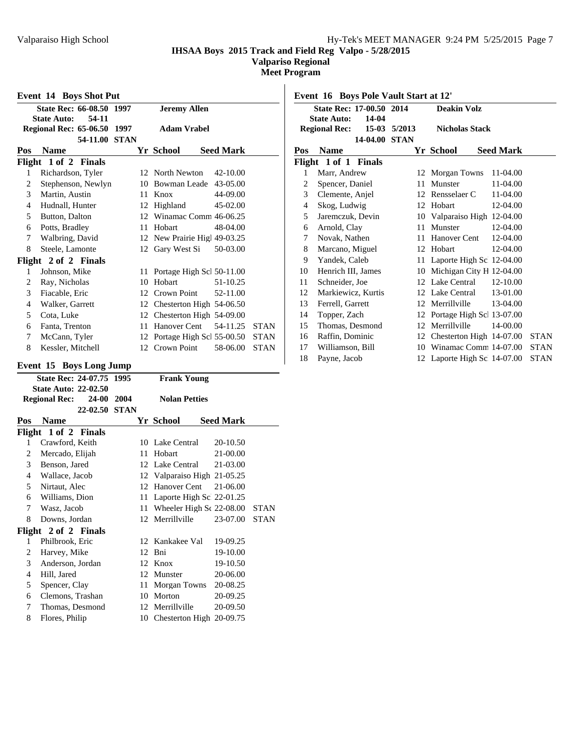IHSAA Boys 2015 Track and Field Reg Valpo - 5/28/2015

Valparaiso Regional

Meet Program

### Event 14 Boys Shot Put

State Rec: 66-08.50 1997 Jeremy Allen
State Auto: 54-11
Regional Rec: 65-06.50 1997 Adam Vrabel
54-11.00 STAN

| Pos | Name | Yr | School | Seed Mark | |
|---|---|---|---|---|---|
| **Flight 1 of 2 Finals** | | | | | |
| 1 | Richardson, Tyler | 12 | North Newton | 42-10.00 | |
| 2 | Stephenson, Newlyn | 10 | Bowman Leade | 43-05.00 | |
| 3 | Martin, Austin | 11 | Knox | 44-09.00 | |
| 4 | Hudnall, Hunter | 12 | Highland | 45-02.00 | |
| 5 | Button, Dalton | 12 | Winamac Comm | 46-06.25 | |
| 6 | Potts, Bradley | 11 | Hobart | 48-04.00 | |
| 7 | Walbring, David | 12 | New Prairie Higl | 49-03.25 | |
| 8 | Steele, Lamonte | 12 | Gary West Si | 50-03.00 | |
| **Flight 2 of 2 Finals** | | | | | |
| 1 | Johnson, Mike | 11 | Portage High Scl | 50-11.00 | |
| 2 | Ray, Nicholas | 10 | Hobart | 51-10.25 | |
| 3 | Fiacable, Eric | 12 | Crown Point | 52-11.00 | |
| 4 | Walker, Garrett | 12 | Chesterton High | 54-06.50 | |
| 5 | Cota, Luke | 12 | Chesterton High | 54-09.00 | |
| 6 | Fanta, Trenton | 11 | Hanover Cent | 54-11.25 | STAN |
| 7 | McCann, Tyler | 12 | Portage High Scl | 55-00.50 | STAN |
| 8 | Kessler, Mitchell | 12 | Crown Point | 58-06.00 | STAN |

### Event 15 Boys Long Jump

State Rec: 24-07.75 1995 Frank Young
State Auto: 22-02.50
Regional Rec: 24-00 2004 Nolan Petties
22-02.50 STAN

| Pos | Name | Yr | School | Seed Mark | |
|---|---|---|---|---|---|
| **Flight 1 of 2 Finals** | | | | | |
| 1 | Crawford, Keith | 10 | Lake Central | 20-10.50 | |
| 2 | Mercado, Elijah | 11 | Hobart | 21-00.00 | |
| 3 | Benson, Jared | 12 | Lake Central | 21-03.00 | |
| 4 | Wallace, Jacob | 12 | Valparaiso High | 21-05.25 | |
| 5 | Nirtaut, Alec | 12 | Hanover Cent | 21-06.00 | |
| 6 | Williams, Dion | 11 | Laporte High Sc | 22-01.25 | |
| 7 | Wasz, Jacob | 11 | Wheeler High Sc | 22-08.00 | STAN |
| 8 | Downs, Jordan | 12 | Merrillville | 23-07.00 | STAN |
| **Flight 2 of 2 Finals** | | | | | |
| 1 | Philbrook, Eric | 12 | Kankakee Val | 19-09.25 | |
| 2 | Harvey, Mike | 12 | Bni | 19-10.00 | |
| 3 | Anderson, Jordan | 12 | Knox | 19-10.50 | |
| 4 | Hill, Jared | 12 | Munster | 20-06.00 | |
| 5 | Spencer, Clay | 11 | Morgan Towns | 20-08.25 | |
| 6 | Clemons, Trashan | 10 | Morton | 20-09.25 | |
| 7 | Thomas, Desmond | 12 | Merrillville | 20-09.50 | |
| 8 | Flores, Philip | 10 | Chesterton High | 20-09.75 | |

### Event 16 Boys Pole Vault Start at 12'

State Rec: 17-00.50 2014 Deakin Volz
State Auto: 14-04
Regional Rec: 15-03 5/2013 Nicholas Stack
14-04.00 STAN

| Pos | Name | Yr | School | Seed Mark | |
|---|---|---|---|---|---|
| **Flight 1 of 1 Finals** | | | | | |
| 1 | Marr, Andrew | 12 | Morgan Towns | 11-04.00 | |
| 2 | Spencer, Daniel | 11 | Munster | 11-04.00 | |
| 3 | Clemente, Anjel | 12 | Rensselaer C | 11-04.00 | |
| 4 | Skog, Ludwig | 12 | Hobart | 12-04.00 | |
| 5 | Jaremczuk, Devin | 10 | Valparaiso High | 12-04.00 | |
| 6 | Arnold, Clay | 11 | Munster | 12-04.00 | |
| 7 | Novak, Nathen | 11 | Hanover Cent | 12-04.00 | |
| 8 | Marcano, Miguel | 12 | Hobart | 12-04.00 | |
| 9 | Yandek, Caleb | 11 | Laporte High Sc | 12-04.00 | |
| 10 | Henrich III, James | 10 | Michigan City H | 12-04.00 | |
| 11 | Schneider, Joe | 12 | Lake Central | 12-10.00 | |
| 12 | Markiewicz, Kurtis | 12 | Lake Central | 13-01.00 | |
| 13 | Ferrell, Garrett | 12 | Merrillville | 13-04.00 | |
| 14 | Topper, Zach | 12 | Portage High Scl | 13-07.00 | |
| 15 | Thomas, Desmond | 12 | Merrillville | 14-00.00 | |
| 16 | Raffin, Dominic | 12 | Chesterton High | 14-07.00 | STAN |
| 17 | Williamson, Bill | 10 | Winamac Comm | 14-07.00 | STAN |
| 18 | Payne, Jacob | 12 | Laporte High Sc | 14-07.00 | STAN |